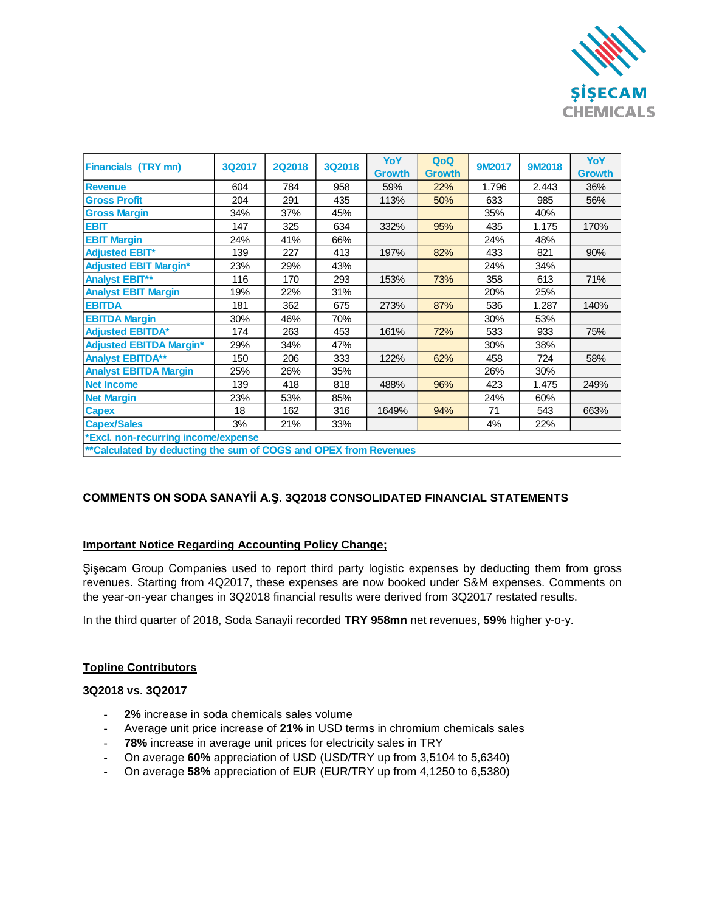| Financials (TRY mn) | 3Q2017 | 2Q2018 | 3Q2018 | YoY Growth | QoQ Growth | 9M2017 | 9M2018 | YoY Growth |
|---|---|---|---|---|---|---|---|---|
| Revenue | 604 | 784 | 958 | 59% | 22% | 1.796 | 2.443 | 36% |
| Gross Profit | 204 | 291 | 435 | 113% | 50% | 633 | 985 | 56% |
| Gross Margin | 34% | 37% | 45% | | | 35% | 40% | |
| EBIT | 147 | 325 | 634 | 332% | 95% | 435 | 1.175 | 170% |
| EBIT Margin | 24% | 41% | 66% | | | 24% | 48% | |
| Adjusted EBIT* | 139 | 227 | 413 | 197% | 82% | 433 | 821 | 90% |
| Adjusted EBIT Margin* | 23% | 29% | 43% | | | 24% | 34% | |
| Analyst EBIT** | 116 | 170 | 293 | 153% | 73% | 358 | 613 | 71% |
| Analyst EBIT Margin | 19% | 22% | 31% | | | 20% | 25% | |
| EBITDA | 181 | 362 | 675 | 273% | 87% | 536 | 1.287 | 140% |
| EBITDA Margin | 30% | 46% | 70% | | | 30% | 53% | |
| Adjusted EBITDA* | 174 | 263 | 453 | 161% | 72% | 533 | 933 | 75% |
| Adjusted EBITDA Margin* | 29% | 34% | 47% | | | 30% | 38% | |
| Analyst EBITDA** | 150 | 206 | 333 | 122% | 62% | 458 | 724 | 58% |
| Analyst EBITDA Margin | 25% | 26% | 35% | | | 26% | 30% | |
| Net Income | 139 | 418 | 818 | 488% | 96% | 423 | 1.475 | 249% |
| Net Margin | 23% | 53% | 85% | | | 24% | 60% | |
| Capex | 18 | 162 | 316 | 1649% | 94% | 71 | 543 | 663% |
| Capex/Sales | 3% | 21% | 33% | | | 4% | 22% | |

*Excl. non-recurring income/expense

**Calculated by deducting the sum of COGS and OPEX from Revenues

## COMMENTS ON SODA SANAYİİ A.Ş. 3Q2018 CONSOLIDATED FINANCIAL STATEMENTS

### Important Notice Regarding Accounting Policy Change;

Şişecam Group Companies used to report third party logistic expenses by deducting them from gross revenues. Starting from 4Q2017, these expenses are now booked under S&M expenses. Comments on the year-on-year changes in 3Q2018 financial results were derived from 3Q2017 restated results.

In the third quarter of 2018, Soda Sanayii recorded **TRY 958mn** net revenues, **59%** higher y-o-y.

### Topline Contributors

**3Q2018 vs. 3Q2017**

- **2%** increase in soda chemicals sales volume
- Average unit price increase of **21%** in USD terms in chromium chemicals sales
- **78%** increase in average unit prices for electricity sales in TRY
- On average **60%** appreciation of USD (USD/TRY up from 3,5104 to 5,6340)
- On average **58%** appreciation of EUR (EUR/TRY up from 4,1250 to 6,5380)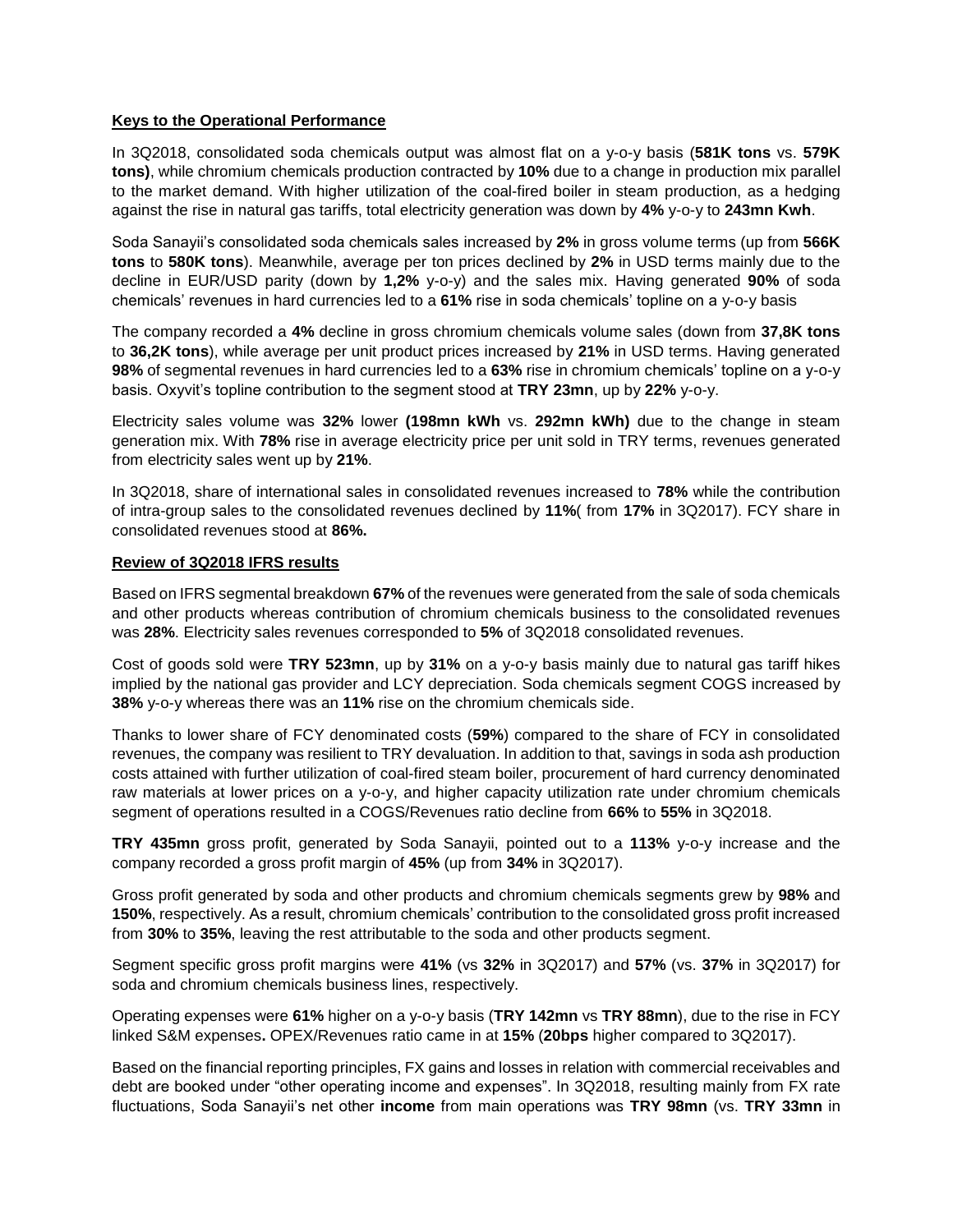**Keys to the Operational Performance**

In 3Q2018, consolidated soda chemicals output was almost flat on a y-o-y basis (**581K tons** vs. **579K tons)**, while chromium chemicals production contracted by **10%** due to a change in production mix parallel to the market demand. With higher utilization of the coal-fired boiler in steam production, as a hedging against the rise in natural gas tariffs, total electricity generation was down by **4%** y-o-y to **243mn Kwh**.

Soda Sanayii's consolidated soda chemicals sales increased by **2%** in gross volume terms (up from **566K tons** to **580K tons**). Meanwhile, average per ton prices declined by **2%** in USD terms mainly due to the decline in EUR/USD parity (down by **1,2%** y-o-y) and the sales mix. Having generated **90%** of soda chemicals' revenues in hard currencies led to a **61%** rise in soda chemicals' topline on a y-o-y basis

The company recorded a **4%** decline in gross chromium chemicals volume sales (down from **37,8K tons** to **36,2K tons**), while average per unit product prices increased by **21%** in USD terms. Having generated **98%** of segmental revenues in hard currencies led to a **63%** rise in chromium chemicals' topline on a y-o-y basis. Oxyvit's topline contribution to the segment stood at **TRY 23mn**, up by **22%** y-o-y.

Electricity sales volume was **32%** lower **(198mn kWh** vs. **292mn kWh)** due to the change in steam generation mix. With **78%** rise in average electricity price per unit sold in TRY terms, revenues generated from electricity sales went up by **21%**.

In 3Q2018, share of international sales in consolidated revenues increased to **78%** while the contribution of intra-group sales to the consolidated revenues declined by **11%**( from **17%** in 3Q2017). FCY share in consolidated revenues stood at **86%.**

**Review of 3Q2018 IFRS results**

Based on IFRS segmental breakdown **67%** of the revenues were generated from the sale of soda chemicals and other products whereas contribution of chromium chemicals business to the consolidated revenues was **28%**. Electricity sales revenues corresponded to **5%** of 3Q2018 consolidated revenues.

Cost of goods sold were **TRY 523mn**, up by **31%** on a y-o-y basis mainly due to natural gas tariff hikes implied by the national gas provider and LCY depreciation. Soda chemicals segment COGS increased by **38%** y-o-y whereas there was an **11%** rise on the chromium chemicals side.

Thanks to lower share of FCY denominated costs (**59%**) compared to the share of FCY in consolidated revenues, the company was resilient to TRY devaluation. In addition to that, savings in soda ash production costs attained with further utilization of coal-fired steam boiler, procurement of hard currency denominated raw materials at lower prices on a y-o-y, and higher capacity utilization rate under chromium chemicals segment of operations resulted in a COGS/Revenues ratio decline from **66%** to **55%** in 3Q2018.

**TRY 435mn** gross profit, generated by Soda Sanayii, pointed out to a **113%** y-o-y increase and the company recorded a gross profit margin of **45%** (up from **34%** in 3Q2017).

Gross profit generated by soda and other products and chromium chemicals segments grew by **98%** and **150%**, respectively. As a result, chromium chemicals' contribution to the consolidated gross profit increased from **30%** to **35%**, leaving the rest attributable to the soda and other products segment.

Segment specific gross profit margins were **41%** (vs **32%** in 3Q2017) and **57%** (vs. **37%** in 3Q2017) for soda and chromium chemicals business lines, respectively.

Operating expenses were **61%** higher on a y-o-y basis (**TRY 142mn** vs **TRY 88mn**), due to the rise in FCY linked S&M expenses**.** OPEX/Revenues ratio came in at **15%** (**20bps** higher compared to 3Q2017).

Based on the financial reporting principles, FX gains and losses in relation with commercial receivables and debt are booked under "other operating income and expenses". In 3Q2018, resulting mainly from FX rate fluctuations, Soda Sanayii's net other **income** from main operations was **TRY 98mn** (vs. **TRY 33mn** in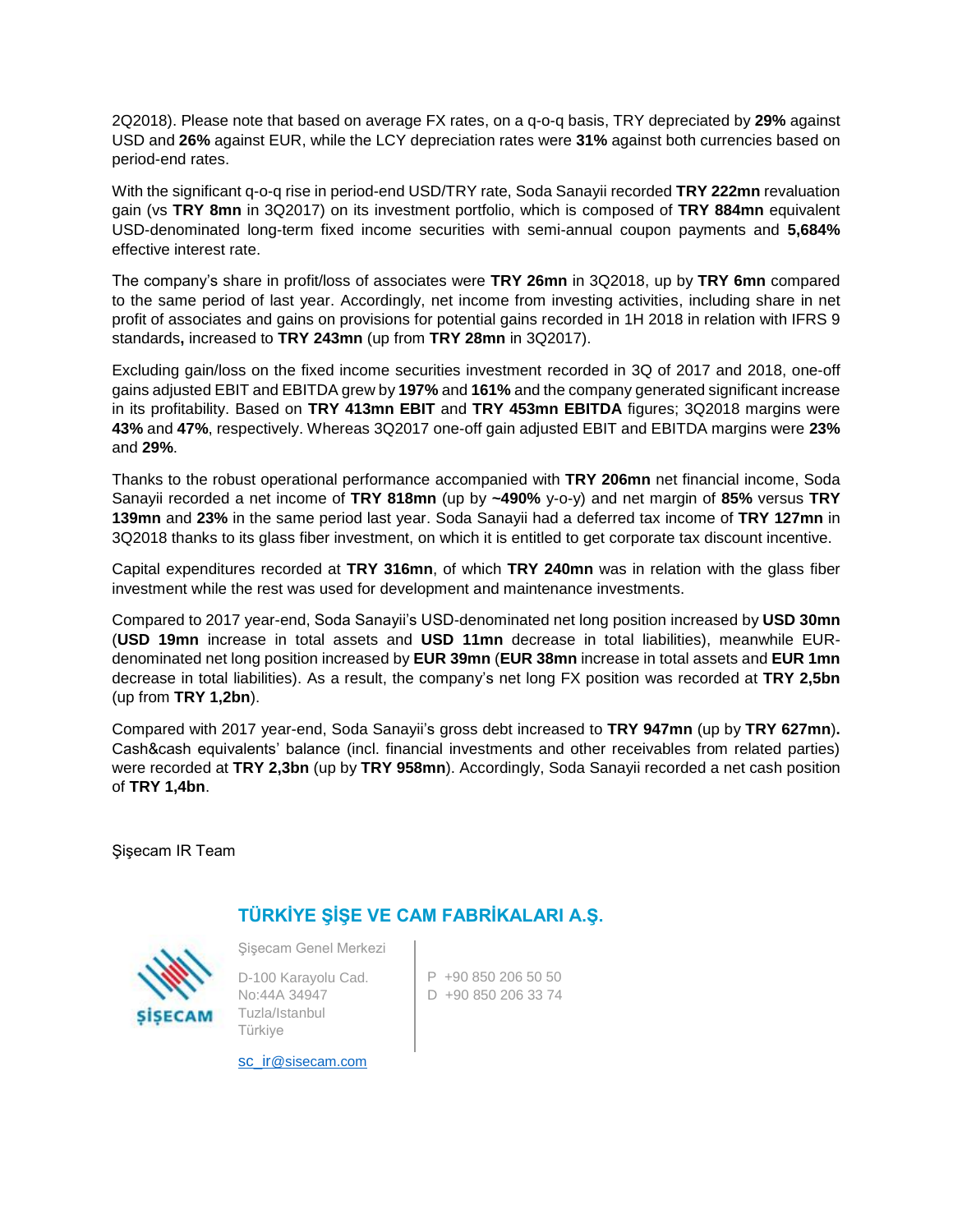2Q2018). Please note that based on average FX rates, on a q-o-q basis, TRY depreciated by **29%** against USD and **26%** against EUR, while the LCY depreciation rates were **31%** against both currencies based on period-end rates.

With the significant q-o-q rise in period-end USD/TRY rate, Soda Sanayii recorded **TRY 222mn** revaluation gain (vs **TRY 8mn** in 3Q2017) on its investment portfolio, which is composed of **TRY 884mn** equivalent USD-denominated long-term fixed income securities with semi-annual coupon payments and **5,684%** effective interest rate.

The company's share in profit/loss of associates were **TRY 26mn** in 3Q2018, up by **TRY 6mn** compared to the same period of last year. Accordingly, net income from investing activities, including share in net profit of associates and gains on provisions for potential gains recorded in 1H 2018 in relation with IFRS 9 standards**,** increased to **TRY 243mn** (up from **TRY 28mn** in 3Q2017).

Excluding gain/loss on the fixed income securities investment recorded in 3Q of 2017 and 2018, one-off gains adjusted EBIT and EBITDA grew by **197%** and **161%** and the company generated significant increase in its profitability. Based on **TRY 413mn EBIT** and **TRY 453mn EBITDA** figures; 3Q2018 margins were **43%** and **47%**, respectively. Whereas 3Q2017 one-off gain adjusted EBIT and EBITDA margins were **23%** and **29%**.

Thanks to the robust operational performance accompanied with **TRY 206mn** net financial income, Soda Sanayii recorded a net income of **TRY 818mn** (up by **~490%** y-o-y) and net margin of **85%** versus **TRY 139mn** and **23%** in the same period last year. Soda Sanayii had a deferred tax income of **TRY 127mn** in 3Q2018 thanks to its glass fiber investment, on which it is entitled to get corporate tax discount incentive.

Capital expenditures recorded at **TRY 316mn**, of which **TRY 240mn** was in relation with the glass fiber investment while the rest was used for development and maintenance investments.

Compared to 2017 year-end, Soda Sanayii's USD-denominated net long position increased by **USD 30mn** (**USD 19mn** increase in total assets and **USD 11mn** decrease in total liabilities), meanwhile EUR-denominated net long position increased by **EUR 39mn** (**EUR 38mn** increase in total assets and **EUR 1mn** decrease in total liabilities). As a result, the company's net long FX position was recorded at **TRY 2,5bn** (up from **TRY 1,2bn**).

Compared with 2017 year-end, Soda Sanayii's gross debt increased to **TRY 947mn** (up by **TRY 627mn**)**.** Cash&cash equivalents' balance (incl. financial investments and other receivables from related parties) were recorded at **TRY 2,3bn** (up by **TRY 958mn**). Accordingly, Soda Sanayii recorded a net cash position of **TRY 1,4bn**.

Şişecam IR Team

**TÜRKİYE ŞİŞE VE CAM FABRİKALARI A.Ş.**

ŞİŞECAM

Şişecam Genel Merkezi

D-100 Karayolu Cad.
No:44A 34947
Tuzla/Istanbul
Türkiye

P +90 850 206 50 50
D +90 850 206 33 74

sc_ir@sisecam.com